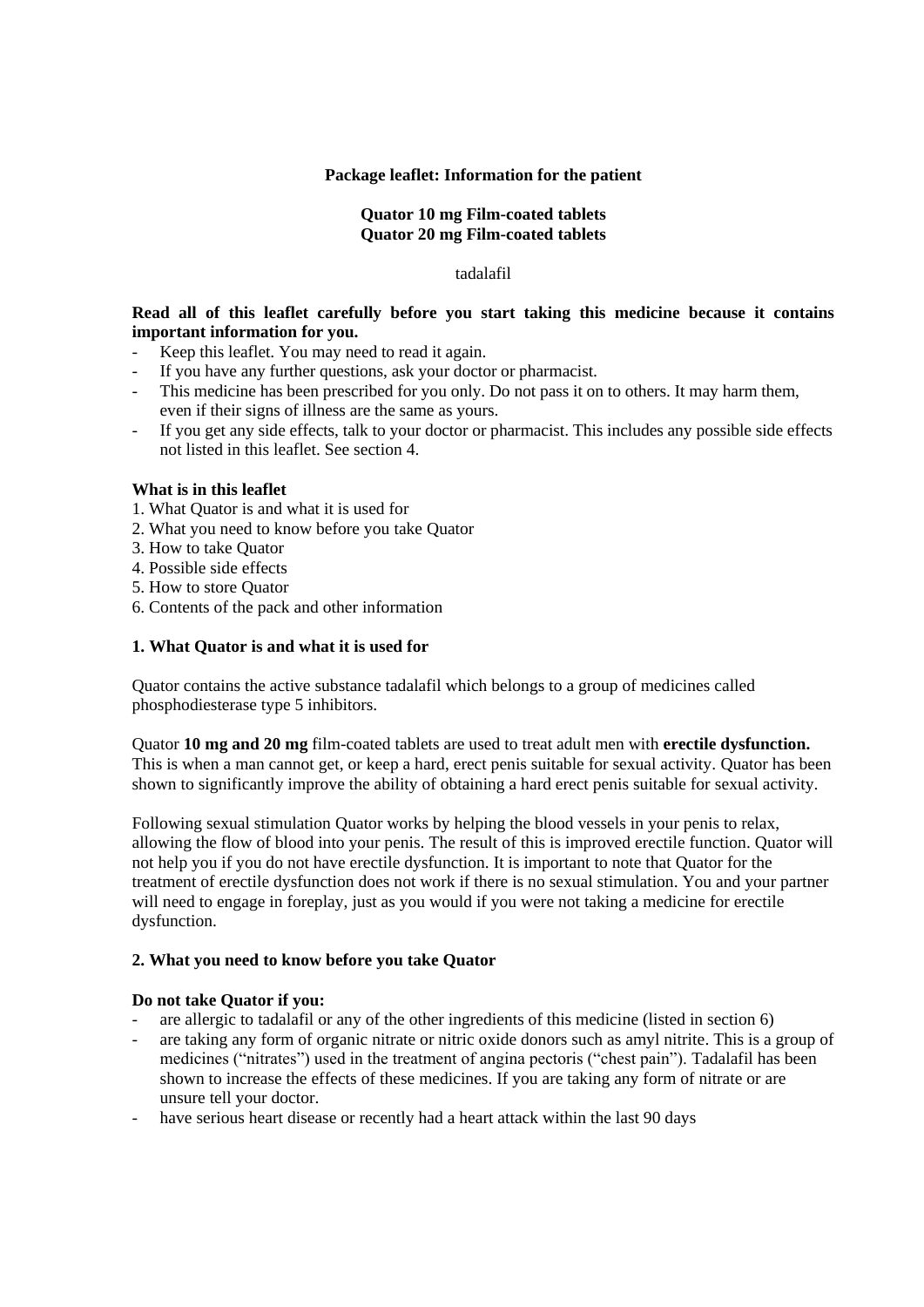**Package leaflet: Information for the patient**

**Quator 10 mg Film-coated tablets**
**Quator 20 mg Film-coated tablets**

tadalafil

**Read all of this leaflet carefully before you start taking this medicine because it contains important information for you.**

- Keep this leaflet. You may need to read it again.
- If you have any further questions, ask your doctor or pharmacist.
- This medicine has been prescribed for you only. Do not pass it on to others. It may harm them, even if their signs of illness are the same as yours.
- If you get any side effects, talk to your doctor or pharmacist. This includes any possible side effects not listed in this leaflet. See section 4.

**What is in this leaflet**

1. What Quator is and what it is used for
2. What you need to know before you take Quator
3. How to take Quator
4. Possible side effects
5. How to store Quator
6. Contents of the pack and other information

## 1. What Quator is and what it is used for

Quator contains the active substance tadalafil which belongs to a group of medicines called phosphodiesterase type 5 inhibitors.

Quator **10 mg and 20 mg** film-coated tablets are used to treat adult men with **erectile dysfunction.** This is when a man cannot get, or keep a hard, erect penis suitable for sexual activity. Quator has been shown to significantly improve the ability of obtaining a hard erect penis suitable for sexual activity.

Following sexual stimulation Quator works by helping the blood vessels in your penis to relax, allowing the flow of blood into your penis. The result of this is improved erectile function. Quator will not help you if you do not have erectile dysfunction. It is important to note that Quator for the treatment of erectile dysfunction does not work if there is no sexual stimulation. You and your partner will need to engage in foreplay, just as you would if you were not taking a medicine for erectile dysfunction.

## 2. What you need to know before you take Quator

**Do not take Quator if you:**

- are allergic to tadalafil or any of the other ingredients of this medicine (listed in section 6)
- are taking any form of organic nitrate or nitric oxide donors such as amyl nitrite. This is a group of medicines ("nitrates") used in the treatment of angina pectoris ("chest pain"). Tadalafil has been shown to increase the effects of these medicines. If you are taking any form of nitrate or are unsure tell your doctor.
- have serious heart disease or recently had a heart attack within the last 90 days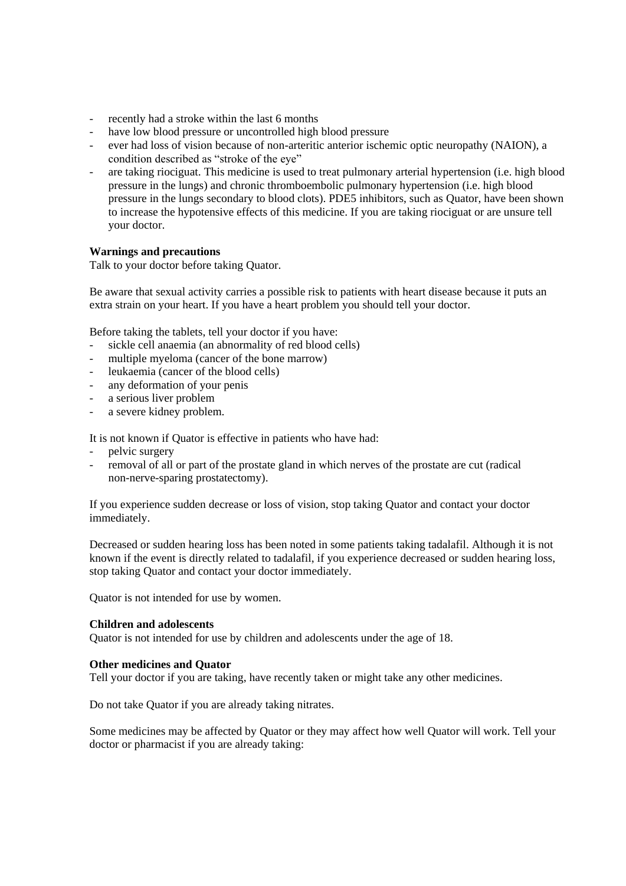- recently had a stroke within the last 6 months
- have low blood pressure or uncontrolled high blood pressure
- ever had loss of vision because of non-arteritic anterior ischemic optic neuropathy (NAION), a condition described as "stroke of the eye"
- are taking riociguat. This medicine is used to treat pulmonary arterial hypertension (i.e. high blood pressure in the lungs) and chronic thromboembolic pulmonary hypertension (i.e. high blood pressure in the lungs secondary to blood clots). PDE5 inhibitors, such as Quator, have been shown to increase the hypotensive effects of this medicine. If you are taking riociguat or are unsure tell your doctor.

**Warnings and precautions**

Talk to your doctor before taking Quator.

Be aware that sexual activity carries a possible risk to patients with heart disease because it puts an extra strain on your heart. If you have a heart problem you should tell your doctor.

Before taking the tablets, tell your doctor if you have:
- sickle cell anaemia (an abnormality of red blood cells)
- multiple myeloma (cancer of the bone marrow)
- leukaemia (cancer of the blood cells)
- any deformation of your penis
- a serious liver problem
- a severe kidney problem.

It is not known if Quator is effective in patients who have had:
- pelvic surgery
- removal of all or part of the prostate gland in which nerves of the prostate are cut (radical non-nerve-sparing prostatectomy).

If you experience sudden decrease or loss of vision, stop taking Quator and contact your doctor immediately.

Decreased or sudden hearing loss has been noted in some patients taking tadalafil. Although it is not known if the event is directly related to tadalafil, if you experience decreased or sudden hearing loss, stop taking Quator and contact your doctor immediately.

Quator is not intended for use by women.

**Children and adolescents**

Quator is not intended for use by children and adolescents under the age of 18.

**Other medicines and Quator**

Tell your doctor if you are taking, have recently taken or might take any other medicines.

Do not take Quator if you are already taking nitrates.

Some medicines may be affected by Quator or they may affect how well Quator will work. Tell your doctor or pharmacist if you are already taking: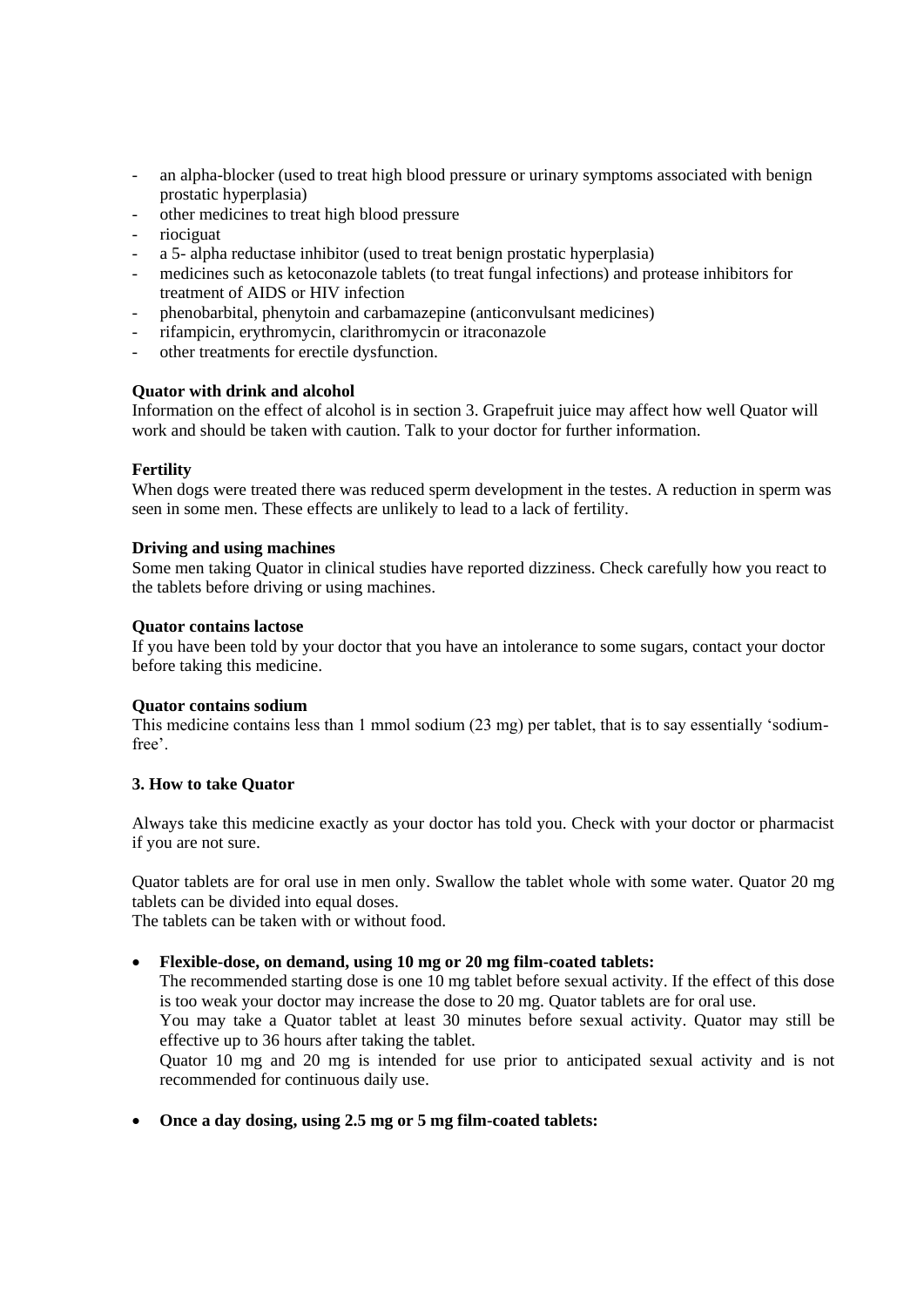- an alpha-blocker (used to treat high blood pressure or urinary symptoms associated with benign prostatic hyperplasia)
- other medicines to treat high blood pressure
- riociguat
- a 5- alpha reductase inhibitor (used to treat benign prostatic hyperplasia)
- medicines such as ketoconazole tablets (to treat fungal infections) and protease inhibitors for treatment of AIDS or HIV infection
- phenobarbital, phenytoin and carbamazepine (anticonvulsant medicines)
- rifampicin, erythromycin, clarithromycin or itraconazole
- other treatments for erectile dysfunction.

**Quator with drink and alcohol**

Information on the effect of alcohol is in section 3. Grapefruit juice may affect how well Quator will work and should be taken with caution. Talk to your doctor for further information.

**Fertility**

When dogs were treated there was reduced sperm development in the testes. A reduction in sperm was seen in some men. These effects are unlikely to lead to a lack of fertility.

**Driving and using machines**

Some men taking Quator in clinical studies have reported dizziness. Check carefully how you react to the tablets before driving or using machines.

**Quator contains lactose**

If you have been told by your doctor that you have an intolerance to some sugars, contact your doctor before taking this medicine.

**Quator contains sodium**

This medicine contains less than 1 mmol sodium (23 mg) per tablet, that is to say essentially 'sodium-free'.

## 3. How to take Quator

Always take this medicine exactly as your doctor has told you. Check with your doctor or pharmacist if you are not sure.

Quator tablets are for oral use in men only. Swallow the tablet whole with some water. Quator 20 mg tablets can be divided into equal doses.
The tablets can be taken with or without food.

- **Flexible-dose, on demand, using 10 mg or 20 mg film-coated tablets:**
  The recommended starting dose is one 10 mg tablet before sexual activity. If the effect of this dose is too weak your doctor may increase the dose to 20 mg. Quator tablets are for oral use.
  You may take a Quator tablet at least 30 minutes before sexual activity. Quator may still be effective up to 36 hours after taking the tablet.
  Quator 10 mg and 20 mg is intended for use prior to anticipated sexual activity and is not recommended for continuous daily use.

- **Once a day dosing, using 2.5 mg or 5 mg film-coated tablets:**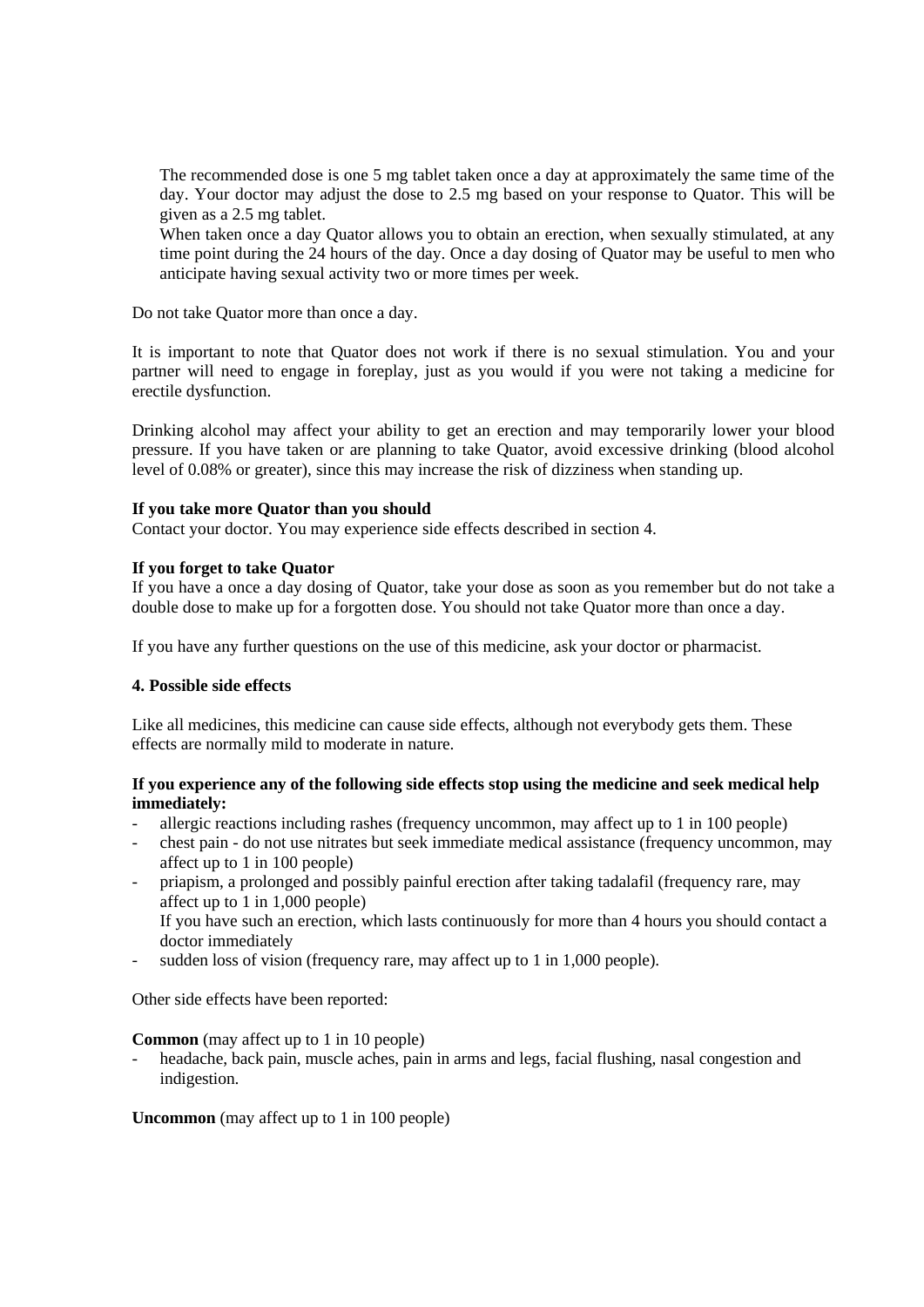The recommended dose is one 5 mg tablet taken once a day at approximately the same time of the day. Your doctor may adjust the dose to 2.5 mg based on your response to Quator. This will be given as a 2.5 mg tablet.

When taken once a day Quator allows you to obtain an erection, when sexually stimulated, at any time point during the 24 hours of the day. Once a day dosing of Quator may be useful to men who anticipate having sexual activity two or more times per week.

Do not take Quator more than once a day.

It is important to note that Quator does not work if there is no sexual stimulation. You and your partner will need to engage in foreplay, just as you would if you were not taking a medicine for erectile dysfunction.

Drinking alcohol may affect your ability to get an erection and may temporarily lower your blood pressure. If you have taken or are planning to take Quator, avoid excessive drinking (blood alcohol level of 0.08% or greater), since this may increase the risk of dizziness when standing up.

**If you take more Quator than you should**

Contact your doctor. You may experience side effects described in section 4.

**If you forget to take Quator**

If you have a once a day dosing of Quator, take your dose as soon as you remember but do not take a double dose to make up for a forgotten dose. You should not take Quator more than once a day.

If you have any further questions on the use of this medicine, ask your doctor or pharmacist.

## 4. Possible side effects

Like all medicines, this medicine can cause side effects, although not everybody gets them. These effects are normally mild to moderate in nature.

**If you experience any of the following side effects stop using the medicine and seek medical help immediately:**

- allergic reactions including rashes (frequency uncommon, may affect up to 1 in 100 people)
- chest pain - do not use nitrates but seek immediate medical assistance (frequency uncommon, may affect up to 1 in 100 people)
- priapism, a prolonged and possibly painful erection after taking tadalafil (frequency rare, may affect up to 1 in 1,000 people)
  If you have such an erection, which lasts continuously for more than 4 hours you should contact a doctor immediately
- sudden loss of vision (frequency rare, may affect up to 1 in 1,000 people).

Other side effects have been reported:

**Common** (may affect up to 1 in 10 people)

- headache, back pain, muscle aches, pain in arms and legs, facial flushing, nasal congestion and indigestion.

**Uncommon** (may affect up to 1 in 100 people)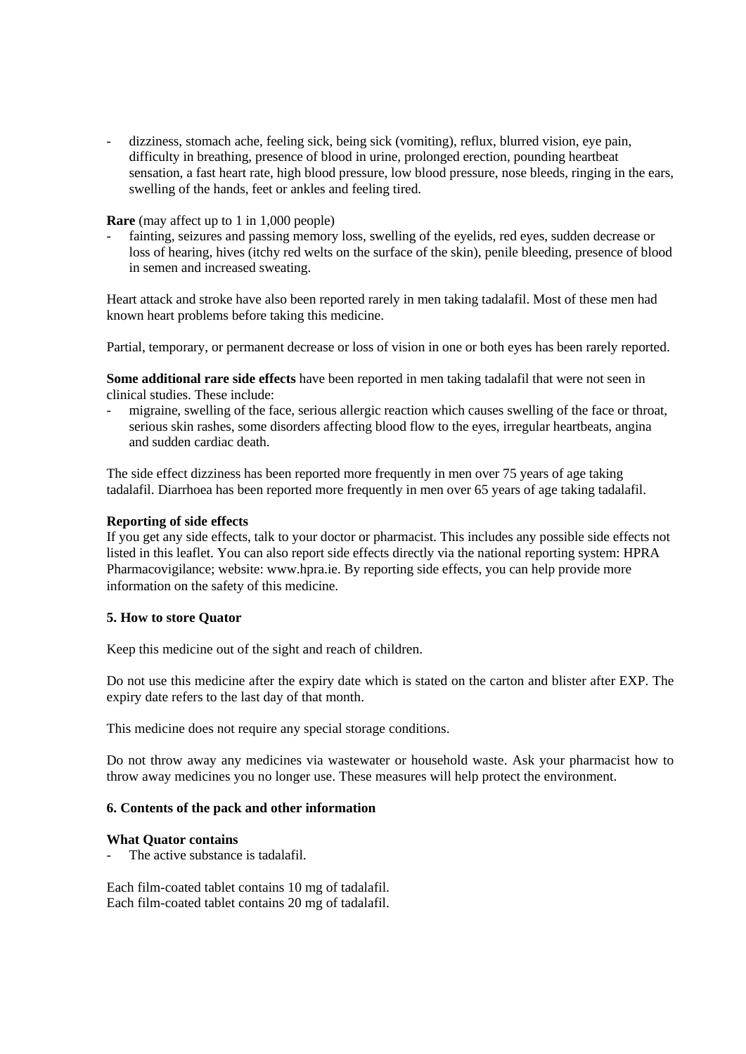- dizziness, stomach ache, feeling sick, being sick (vomiting), reflux, blurred vision, eye pain, difficulty in breathing, presence of blood in urine, prolonged erection, pounding heartbeat sensation, a fast heart rate, high blood pressure, low blood pressure, nose bleeds, ringing in the ears, swelling of the hands, feet or ankles and feeling tired.

**Rare** (may affect up to 1 in 1,000 people)
- fainting, seizures and passing memory loss, swelling of the eyelids, red eyes, sudden decrease or loss of hearing, hives (itchy red welts on the surface of the skin), penile bleeding, presence of blood in semen and increased sweating.

Heart attack and stroke have also been reported rarely in men taking tadalafil. Most of these men had known heart problems before taking this medicine.

Partial, temporary, or permanent decrease or loss of vision in one or both eyes has been rarely reported.

**Some additional rare side effects** have been reported in men taking tadalafil that were not seen in clinical studies. These include:
- migraine, swelling of the face, serious allergic reaction which causes swelling of the face or throat, serious skin rashes, some disorders affecting blood flow to the eyes, irregular heartbeats, angina and sudden cardiac death.

The side effect dizziness has been reported more frequently in men over 75 years of age taking tadalafil. Diarrhoea has been reported more frequently in men over 65 years of age taking tadalafil.

**Reporting of side effects**
If you get any side effects, talk to your doctor or pharmacist. This includes any possible side effects not listed in this leaflet. You can also report side effects directly via the national reporting system: HPRA Pharmacovigilance; website: www.hpra.ie. By reporting side effects, you can help provide more information on the safety of this medicine.

**5. How to store Quator**

Keep this medicine out of the sight and reach of children.

Do not use this medicine after the expiry date which is stated on the carton and blister after EXP. The expiry date refers to the last day of that month.

This medicine does not require any special storage conditions.

Do not throw away any medicines via wastewater or household waste. Ask your pharmacist how to throw away medicines you no longer use. These measures will help protect the environment.

**6. Contents of the pack and other information**

**What Quator contains**
- The active substance is tadalafil.

Each film-coated tablet contains 10 mg of tadalafil.
Each film-coated tablet contains 20 mg of tadalafil.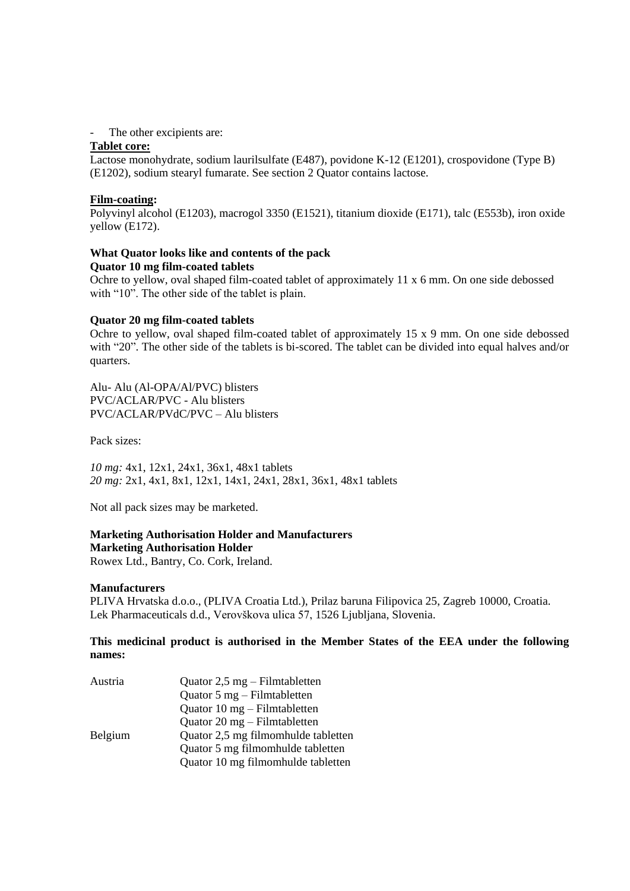- The other excipients are:

**Tablet core:**

Lactose monohydrate, sodium laurilsulfate (E487), povidone K-12 (E1201), crospovidone (Type B) (E1202), sodium stearyl fumarate. See section 2 Quator contains lactose.

**Film-coating:**

Polyvinyl alcohol (E1203), macrogol 3350 (E1521), titanium dioxide (E171), talc (E553b), iron oxide yellow (E172).

**What Quator looks like and contents of the pack**

**Quator 10 mg film-coated tablets**

Ochre to yellow, oval shaped film-coated tablet of approximately 11 x 6 mm. On one side debossed with "10". The other side of the tablet is plain.

**Quator 20 mg film-coated tablets**

Ochre to yellow, oval shaped film-coated tablet of approximately 15 x 9 mm. On one side debossed with "20". The other side of the tablets is bi-scored. The tablet can be divided into equal halves and/or quarters.

Alu- Alu (Al-OPA/Al/PVC) blisters
PVC/ACLAR/PVC - Alu blisters
PVC/ACLAR/PVdC/PVC – Alu blisters

Pack sizes:

*10 mg:* 4x1, 12x1, 24x1, 36x1, 48x1 tablets
*20 mg:* 2x1, 4x1, 8x1, 12x1, 14x1, 24x1, 28x1, 36x1, 48x1 tablets

Not all pack sizes may be marketed.

**Marketing Authorisation Holder and Manufacturers**

**Marketing Authorisation Holder**

Rowex Ltd., Bantry, Co. Cork, Ireland.

**Manufacturers**

PLIVA Hrvatska d.o.o., (PLIVA Croatia Ltd.), Prilaz baruna Filipovica 25, Zagreb 10000, Croatia.
Lek Pharmaceuticals d.d., Verovškova ulica 57, 1526 Ljubljana, Slovenia.

**This medicinal product is authorised in the Member States of the EEA under the following names:**

| | |
|---|---|
| Austria | Quator 2,5 mg – Filmtabletten |
| | Quator 5 mg – Filmtabletten |
| | Quator 10 mg – Filmtabletten |
| | Quator 20 mg – Filmtabletten |
| Belgium | Quator 2,5 mg filmomhulde tabletten |
| | Quator 5 mg filmomhulde tabletten |
| | Quator 10 mg filmomhulde tabletten |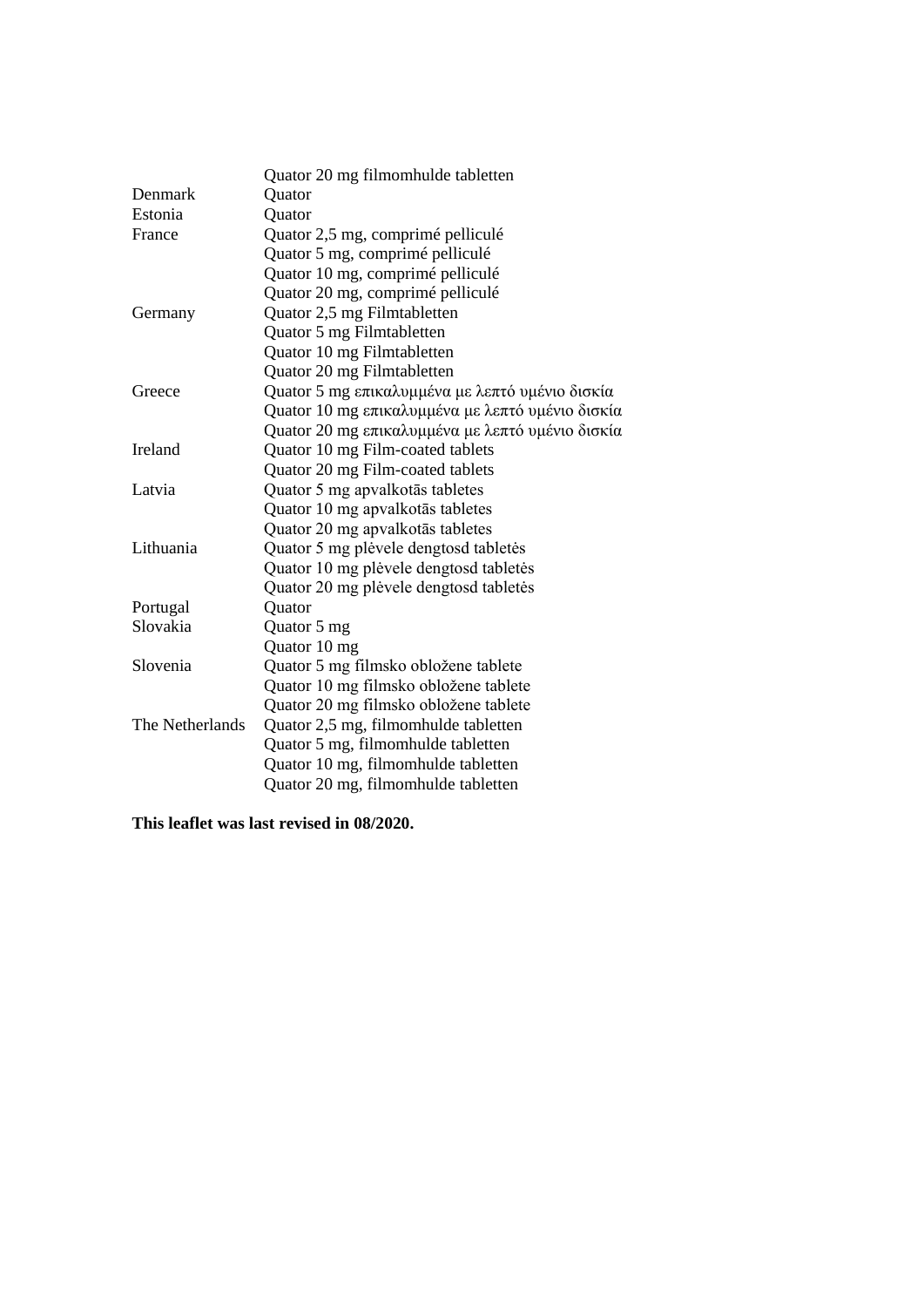| | |
|---|---|
| | Quator 20 mg filmomhulde tabletten |
| Denmark | Quator |
| Estonia | Quator |
| France | Quator 2,5 mg, comprimé pelliculé |
| | Quator 5 mg, comprimé pelliculé |
| | Quator 10 mg, comprimé pelliculé |
| | Quator 20 mg, comprimé pelliculé |
| Germany | Quator 2,5 mg Filmtabletten |
| | Quator 5 mg Filmtabletten |
| | Quator 10 mg Filmtabletten |
| | Quator 20 mg Filmtabletten |
| Greece | Quator 5 mg επικαλυμμένα με λεπτό υμένιο δισκία |
| | Quator 10 mg επικαλυμμένα με λεπτό υμένιο δισκία |
| | Quator 20 mg επικαλυμμένα με λεπτό υμένιο δισκία |
| Ireland | Quator 10 mg Film-coated tablets |
| | Quator 20 mg Film-coated tablets |
| Latvia | Quator 5 mg apvalkotās tabletes |
| | Quator 10 mg apvalkotās tabletes |
| | Quator 20 mg apvalkotās tabletes |
| Lithuania | Quator 5 mg plėvele dengtosd tabletės |
| | Quator 10 mg plėvele dengtosd tabletės |
| | Quator 20 mg plėvele dengtosd tabletės |
| Portugal | Quator |
| Slovakia | Quator 5 mg |
| | Quator 10 mg |
| Slovenia | Quator 5 mg filmsko obložene tablete |
| | Quator 10 mg filmsko obložene tablete |
| | Quator 20 mg filmsko obložene tablete |
| The Netherlands | Quator 2,5 mg, filmomhulde tabletten |
| | Quator 5 mg, filmomhulde tabletten |
| | Quator 10 mg, filmomhulde tabletten |
| | Quator 20 mg, filmomhulde tabletten |

**This leaflet was last revised in 08/2020.**